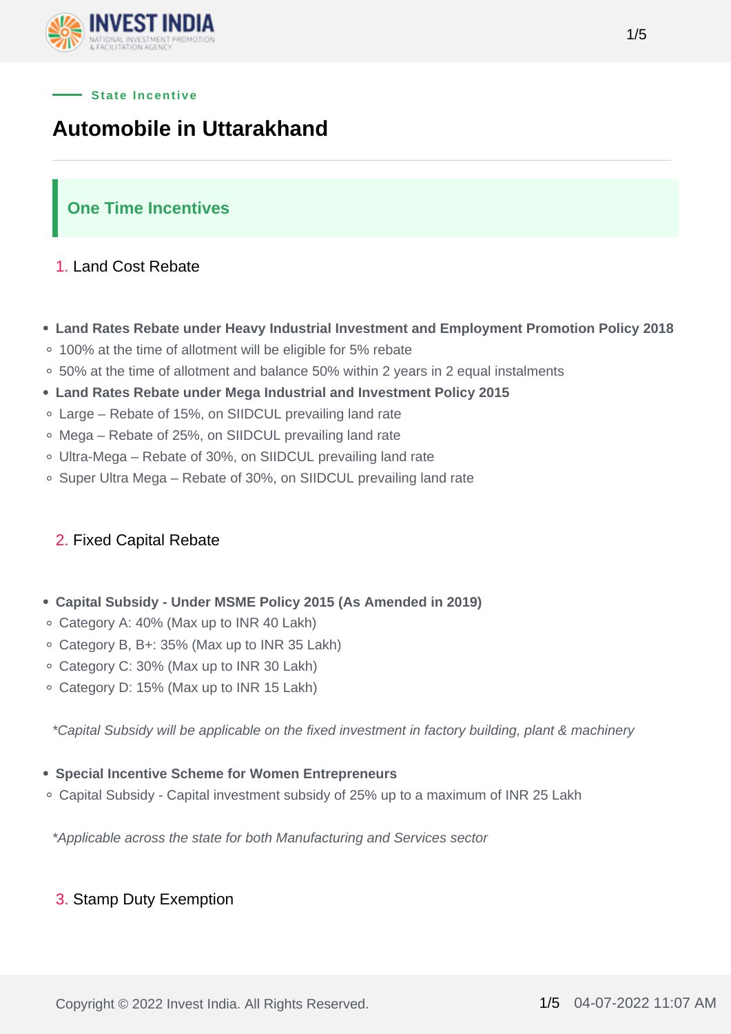State Incentive

# Automobile in Uttarakhand

## One Time Incentives

### 1. Land Cost Rebate

- **Land Rates Rebate under Heavy Industrial Investment and Employment Promotion Policy 2018**
  - 100% at the time of allotment will be eligible for 5% rebate
  - 50% at the time of allotment and balance 50% within 2 years in 2 equal instalments
- **Land Rates Rebate under Mega Industrial and Investment Policy 2015**
  - Large – Rebate of 15%, on SIIDCUL prevailing land rate
  - Mega – Rebate of 25%, on SIIDCUL prevailing land rate
  - Ultra-Mega – Rebate of 30%, on SIIDCUL prevailing land rate
  - Super Ultra Mega – Rebate of 30%, on SIIDCUL prevailing land rate

### 2. Fixed Capital Rebate

- **Capital Subsidy - Under MSME Policy 2015 (As Amended in 2019)**
  - Category A: 40% (Max up to INR 40 Lakh)
  - Category B, B+: 35% (Max up to INR 35 Lakh)
  - Category C: 30% (Max up to INR 30 Lakh)
  - Category D: 15% (Max up to INR 15 Lakh)

*\*Capital Subsidy will be applicable on the fixed investment in factory building, plant & machinery*

- **Special Incentive Scheme for Women Entrepreneurs**
  - Capital Subsidy - Capital investment subsidy of 25% up to a maximum of INR 25 Lakh

*\*Applicable across the state for both Manufacturing and Services sector*

### 3. Stamp Duty Exemption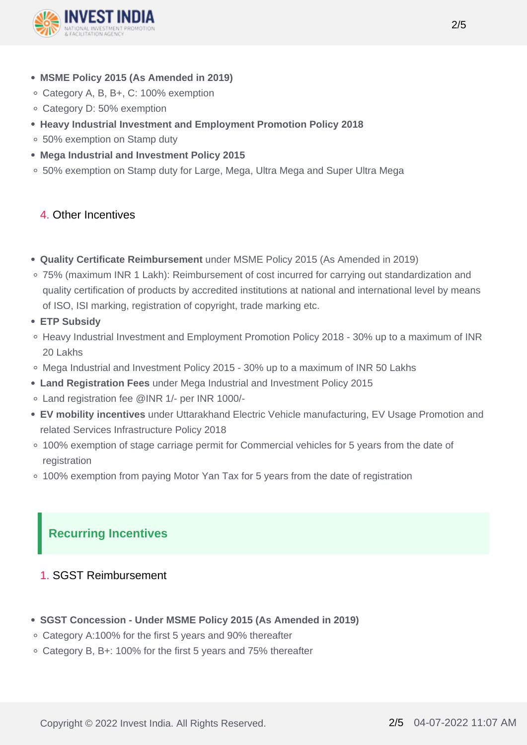- **MSME Policy 2015 (As Amended in 2019)**
  - Category A, B, B+, C: 100% exemption
  - Category D: 50% exemption
- **Heavy Industrial Investment and Employment Promotion Policy 2018**
  - 50% exemption on Stamp duty
- **Mega Industrial and Investment Policy 2015**
  - 50% exemption on Stamp duty for Large, Mega, Ultra Mega and Super Ultra Mega

4. Other Incentives

- **Quality Certificate Reimbursement** under MSME Policy 2015 (As Amended in 2019)
  - 75% (maximum INR 1 Lakh): Reimbursement of cost incurred for carrying out standardization and quality certification of products by accredited institutions at national and international level by means of ISO, ISI marking, registration of copyright, trade marking etc.
- **ETP Subsidy**
  - Heavy Industrial Investment and Employment Promotion Policy 2018 - 30% up to a maximum of INR 20 Lakhs
  - Mega Industrial and Investment Policy 2015 - 30% up to a maximum of INR 50 Lakhs
- **Land Registration Fees** under Mega Industrial and Investment Policy 2015
  - Land registration fee @INR 1/- per INR 1000/-
- **EV mobility incentives** under Uttarakhand Electric Vehicle manufacturing, EV Usage Promotion and related Services Infrastructure Policy 2018
  - 100% exemption of stage carriage permit for Commercial vehicles for 5 years from the date of registration
  - 100% exemption from paying Motor Yan Tax for 5 years from the date of registration

## Recurring Incentives

1. SGST Reimbursement

- **SGST Concession - Under MSME Policy 2015 (As Amended in 2019)**
  - Category A:100% for the first 5 years and 90% thereafter
  - Category B, B+: 100% for the first 5 years and 75% thereafter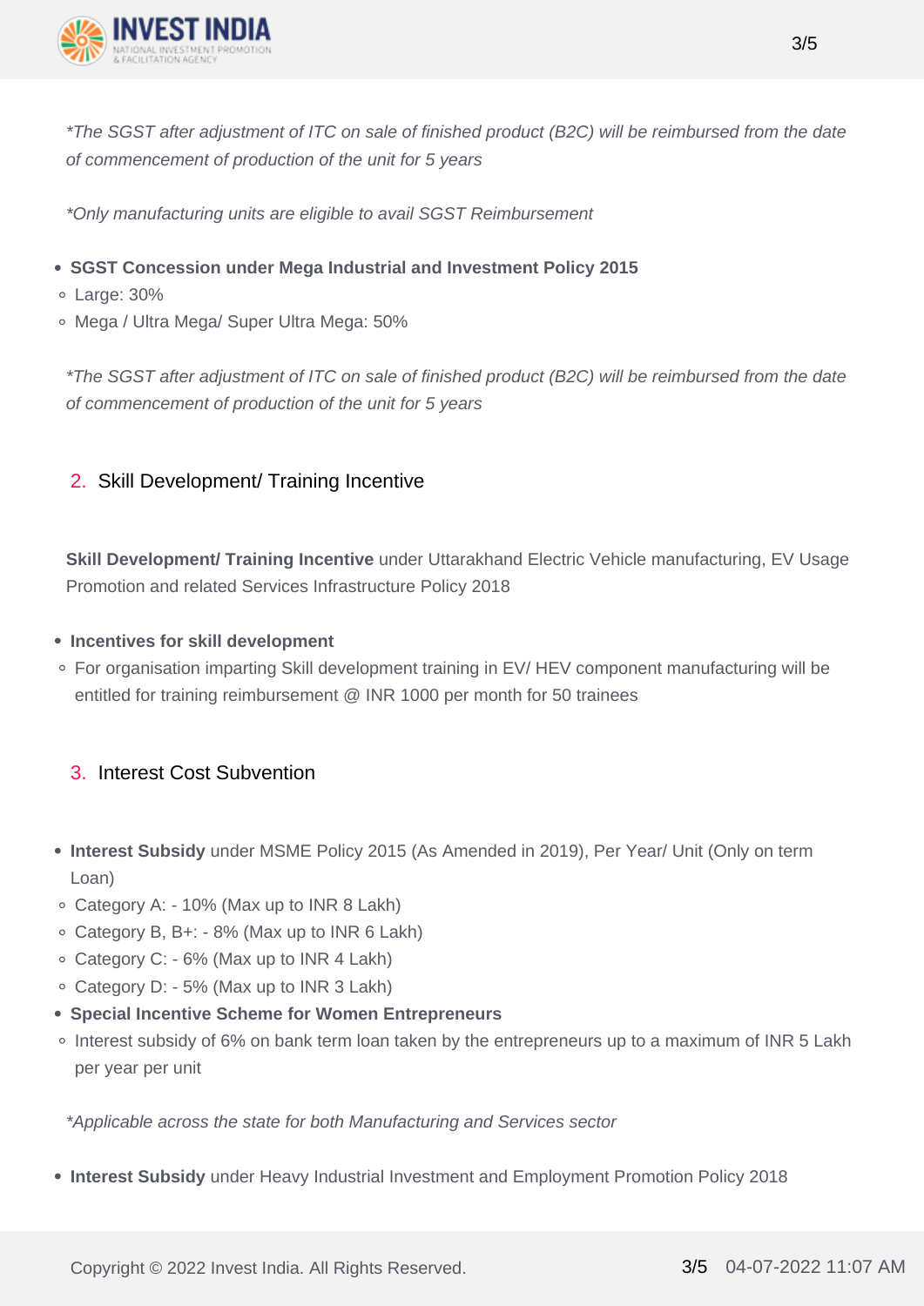*The SGST after adjustment of ITC on sale of finished product (B2C) will be reimbursed from the date of commencement of production of the unit for 5 years*

*Only manufacturing units are eligible to avail SGST Reimbursement*

- **SGST Concession under Mega Industrial and Investment Policy 2015**
  - Large: 30%
  - Mega / Ultra Mega/ Super Ultra Mega: 50%

*The SGST after adjustment of ITC on sale of finished product (B2C) will be reimbursed from the date of commencement of production of the unit for 5 years*

## 2. Skill Development/ Training Incentive

**Skill Development/ Training Incentive** under Uttarakhand Electric Vehicle manufacturing, EV Usage Promotion and related Services Infrastructure Policy 2018

- **Incentives for skill development**
  - For organisation imparting Skill development training in EV/ HEV component manufacturing will be entitled for training reimbursement @ INR 1000 per month for 50 trainees

## 3. Interest Cost Subvention

- **Interest Subsidy** under MSME Policy 2015 (As Amended in 2019), Per Year/ Unit (Only on term Loan)
  - Category A: - 10% (Max up to INR 8 Lakh)
  - Category B, B+: - 8% (Max up to INR 6 Lakh)
  - Category C: - 6% (Max up to INR 4 Lakh)
  - Category D: - 5% (Max up to INR 3 Lakh)
- **Special Incentive Scheme for Women Entrepreneurs**
  - Interest subsidy of 6% on bank term loan taken by the entrepreneurs up to a maximum of INR 5 Lakh per year per unit

*Applicable across the state for both Manufacturing and Services sector*

- **Interest Subsidy** under Heavy Industrial Investment and Employment Promotion Policy 2018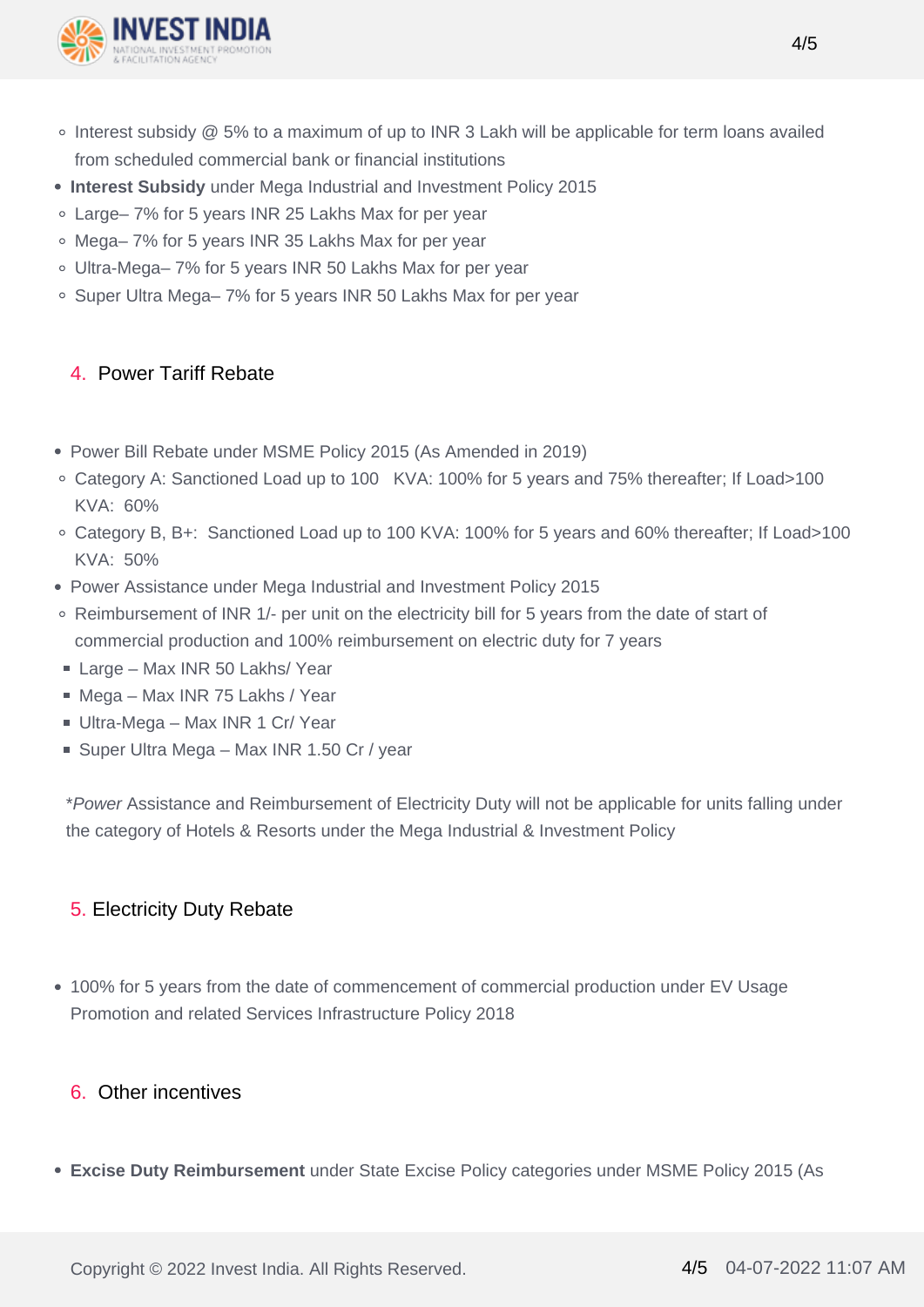- Interest subsidy @ 5% to a maximum of up to INR 3 Lakh will be applicable for term loans availed from scheduled commercial bank or financial institutions
- **Interest Subsidy** under Mega Industrial and Investment Policy 2015
  - Large– 7% for 5 years INR 25 Lakhs Max for per year
  - Mega– 7% for 5 years INR 35 Lakhs Max for per year
  - Ultra-Mega– 7% for 5 years INR 50 Lakhs Max for per year
  - Super Ultra Mega– 7% for 5 years INR 50 Lakhs Max for per year

### 4. Power Tariff Rebate

- Power Bill Rebate under MSME Policy 2015 (As Amended in 2019)
  - Category A: Sanctioned Load up to 100 KVA: 100% for 5 years and 75% thereafter; If Load>100 KVA: 60%
  - Category B, B+: Sanctioned Load up to 100 KVA: 100% for 5 years and 60% thereafter; If Load>100 KVA: 50%
- Power Assistance under Mega Industrial and Investment Policy 2015
  - Reimbursement of INR 1/- per unit on the electricity bill for 5 years from the date of start of commercial production and 100% reimbursement on electric duty for 7 years
    - Large – Max INR 50 Lakhs/ Year
    - Mega – Max INR 75 Lakhs / Year
    - Ultra-Mega – Max INR 1 Cr/ Year
    - Super Ultra Mega – Max INR 1.50 Cr / year

**Power* Assistance and Reimbursement of Electricity Duty will not be applicable for units falling under the category of Hotels & Resorts under the Mega Industrial & Investment Policy

### 5. Electricity Duty Rebate

- 100% for 5 years from the date of commencement of commercial production under EV Usage Promotion and related Services Infrastructure Policy 2018

### 6. Other incentives

- **Excise Duty Reimbursement** under State Excise Policy categories under MSME Policy 2015 (As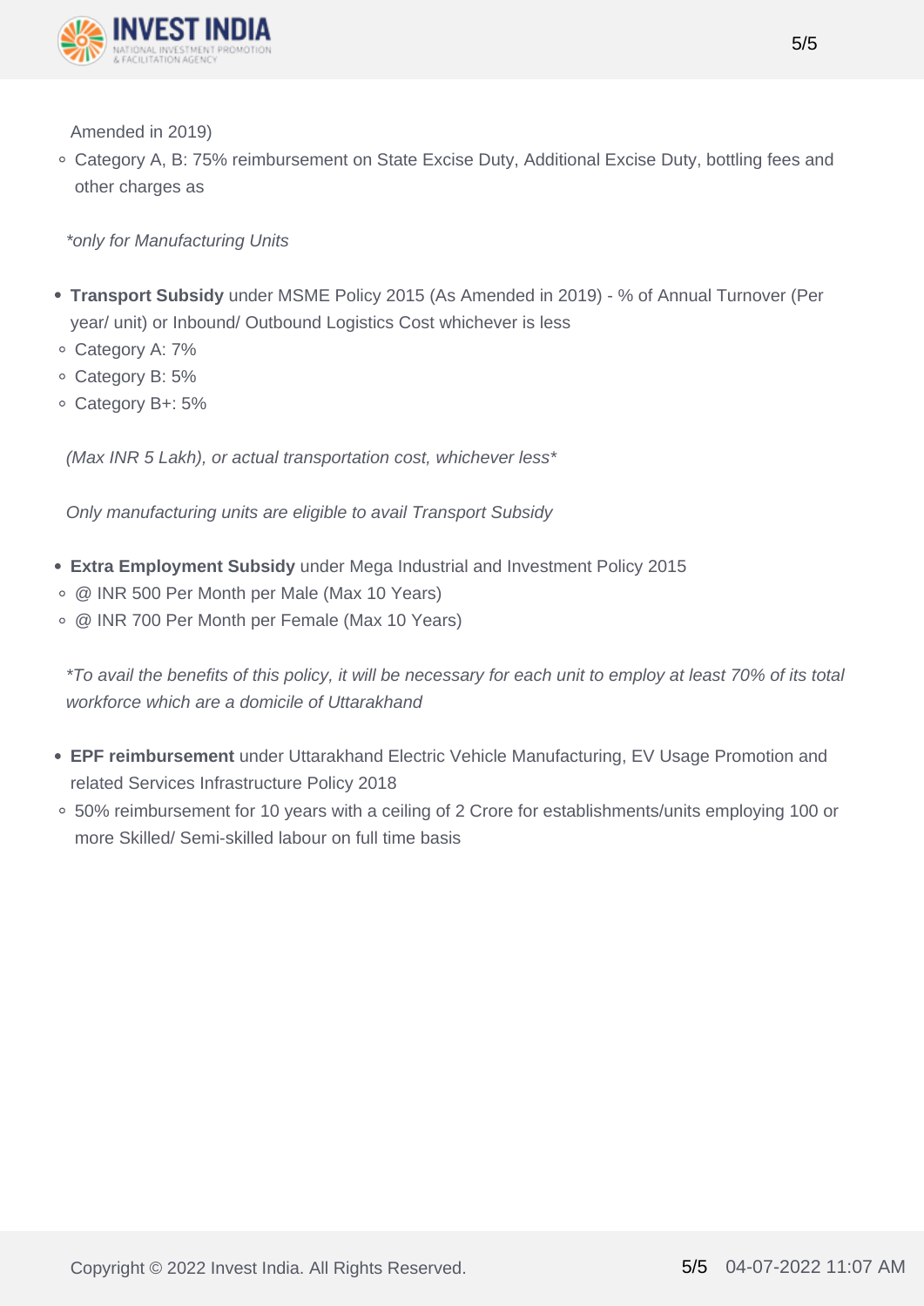Amended in 2019)

   - Category A, B: 75% reimbursement on State Excise Duty, Additional Excise Duty, bottling fees and other charges as

*\*only for Manufacturing Units*

- **Transport Subsidy** under MSME Policy 2015 (As Amended in 2019) - % of Annual Turnover (Per year/ unit) or Inbound/ Outbound Logistics Cost whichever is less
   - Category A: 7%
   - Category B: 5%
   - Category B+: 5%

*(Max INR 5 Lakh), or actual transportation cost, whichever less\**

*Only manufacturing units are eligible to avail Transport Subsidy*

- **Extra Employment Subsidy** under Mega Industrial and Investment Policy 2015
   - @ INR 500 Per Month per Male (Max 10 Years)
   - @ INR 700 Per Month per Female (Max 10 Years)

*\*To avail the benefits of this policy, it will be necessary for each unit to employ at least 70% of its total workforce which are a domicile of Uttarakhand*

- **EPF reimbursement** under Uttarakhand Electric Vehicle Manufacturing, EV Usage Promotion and related Services Infrastructure Policy 2018
   - 50% reimbursement for 10 years with a ceiling of 2 Crore for establishments/units employing 100 or more Skilled/ Semi-skilled labour on full time basis